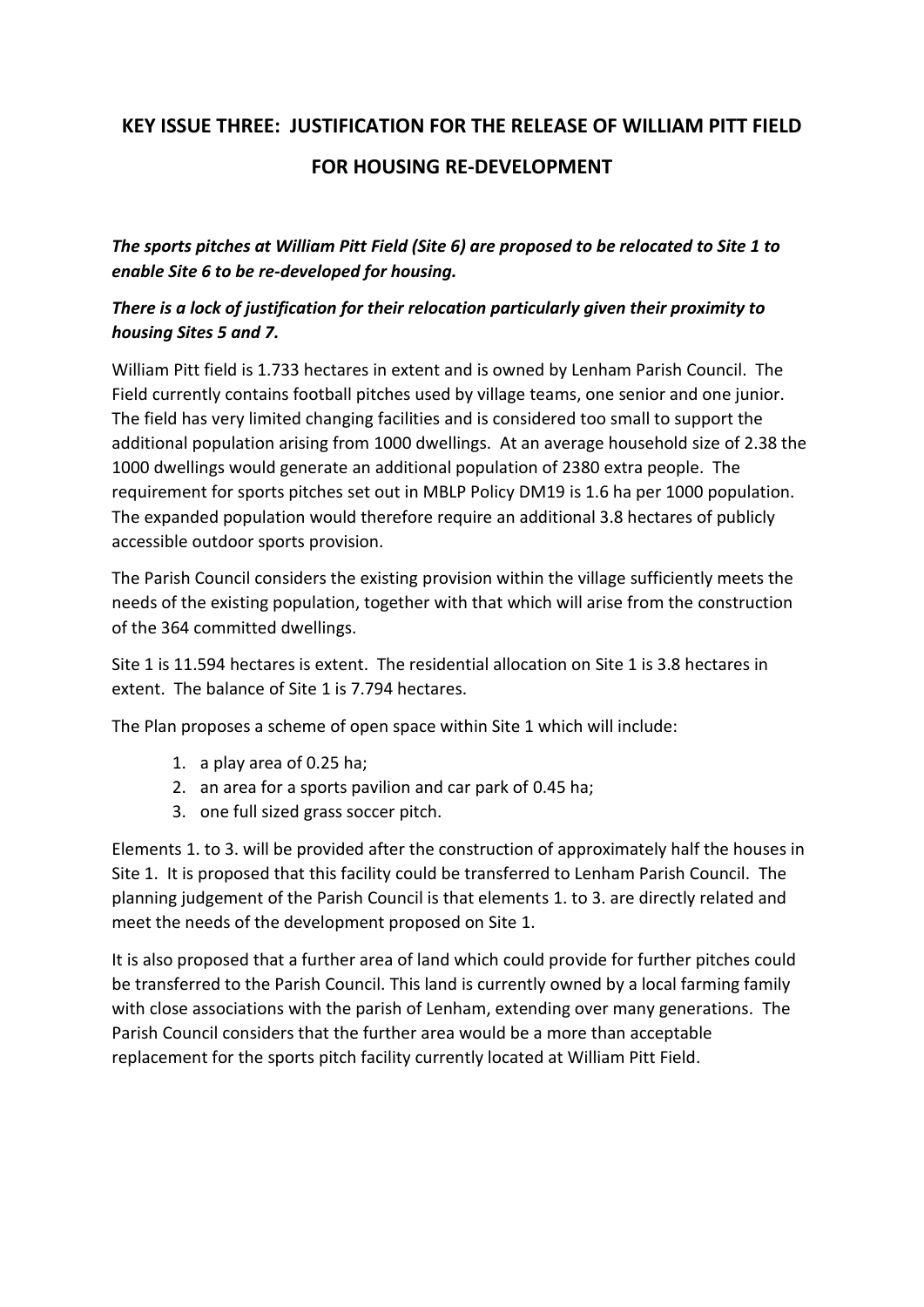# KEY ISSUE THREE: JUSTIFICATION FOR THE RELEASE OF WILLIAM PITT FIELD FOR HOUSING RE-DEVELOPMENT

***The sports pitches at William Pitt Field (Site 6) are proposed to be relocated to Site 1 to enable Site 6 to be re-developed for housing.***

***There is a lock of justification for their relocation particularly given their proximity to housing Sites 5 and 7.***

William Pitt field is 1.733 hectares in extent and is owned by Lenham Parish Council. The Field currently contains football pitches used by village teams, one senior and one junior. The field has very limited changing facilities and is considered too small to support the additional population arising from 1000 dwellings. At an average household size of 2.38 the 1000 dwellings would generate an additional population of 2380 extra people. The requirement for sports pitches set out in MBLP Policy DM19 is 1.6 ha per 1000 population. The expanded population would therefore require an additional 3.8 hectares of publicly accessible outdoor sports provision.

The Parish Council considers the existing provision within the village sufficiently meets the needs of the existing population, together with that which will arise from the construction of the 364 committed dwellings.

Site 1 is 11.594 hectares is extent. The residential allocation on Site 1 is 3.8 hectares in extent. The balance of Site 1 is 7.794 hectares.

The Plan proposes a scheme of open space within Site 1 which will include:

1. a play area of 0.25 ha;
2. an area for a sports pavilion and car park of 0.45 ha;
3. one full sized grass soccer pitch.

Elements 1. to 3. will be provided after the construction of approximately half the houses in Site 1. It is proposed that this facility could be transferred to Lenham Parish Council. The planning judgement of the Parish Council is that elements 1. to 3. are directly related and meet the needs of the development proposed on Site 1.

It is also proposed that a further area of land which could provide for further pitches could be transferred to the Parish Council. This land is currently owned by a local farming family with close associations with the parish of Lenham, extending over many generations. The Parish Council considers that the further area would be a more than acceptable replacement for the sports pitch facility currently located at William Pitt Field.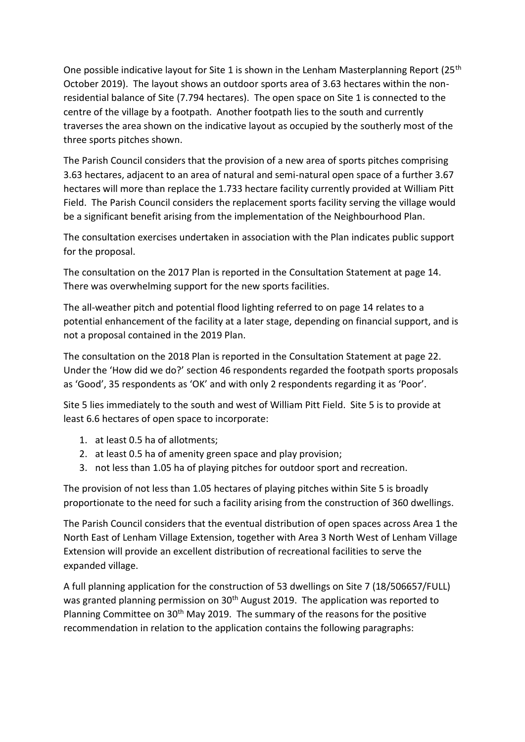One possible indicative layout for Site 1 is shown in the Lenham Masterplanning Report (25th October 2019). The layout shows an outdoor sports area of 3.63 hectares within the non-residential balance of Site (7.794 hectares). The open space on Site 1 is connected to the centre of the village by a footpath. Another footpath lies to the south and currently traverses the area shown on the indicative layout as occupied by the southerly most of the three sports pitches shown.

The Parish Council considers that the provision of a new area of sports pitches comprising 3.63 hectares, adjacent to an area of natural and semi-natural open space of a further 3.67 hectares will more than replace the 1.733 hectare facility currently provided at William Pitt Field. The Parish Council considers the replacement sports facility serving the village would be a significant benefit arising from the implementation of the Neighbourhood Plan.

The consultation exercises undertaken in association with the Plan indicates public support for the proposal.

The consultation on the 2017 Plan is reported in the Consultation Statement at page 14. There was overwhelming support for the new sports facilities.

The all-weather pitch and potential flood lighting referred to on page 14 relates to a potential enhancement of the facility at a later stage, depending on financial support, and is not a proposal contained in the 2019 Plan.

The consultation on the 2018 Plan is reported in the Consultation Statement at page 22. Under the 'How did we do?' section 46 respondents regarded the footpath sports proposals as 'Good', 35 respondents as 'OK' and with only 2 respondents regarding it as 'Poor'.

Site 5 lies immediately to the south and west of William Pitt Field. Site 5 is to provide at least 6.6 hectares of open space to incorporate:

1. at least 0.5 ha of allotments;
2. at least 0.5 ha of amenity green space and play provision;
3. not less than 1.05 ha of playing pitches for outdoor sport and recreation.

The provision of not less than 1.05 hectares of playing pitches within Site 5 is broadly proportionate to the need for such a facility arising from the construction of 360 dwellings.

The Parish Council considers that the eventual distribution of open spaces across Area 1 the North East of Lenham Village Extension, together with Area 3 North West of Lenham Village Extension will provide an excellent distribution of recreational facilities to serve the expanded village.

A full planning application for the construction of 53 dwellings on Site 7 (18/506657/FULL) was granted planning permission on 30th August 2019. The application was reported to Planning Committee on 30th May 2019. The summary of the reasons for the positive recommendation in relation to the application contains the following paragraphs: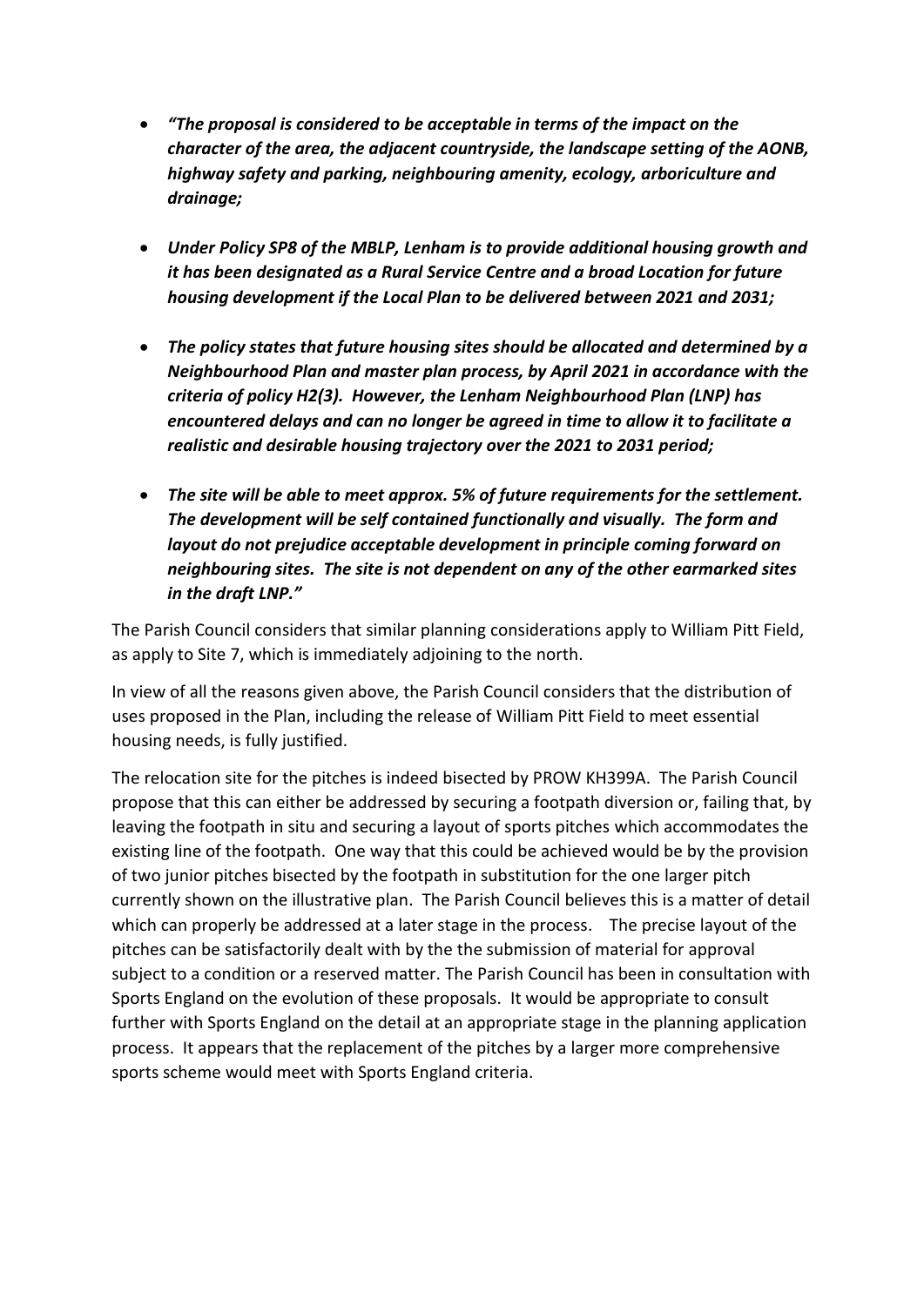- ***"The proposal is considered to be acceptable in terms of the impact on the character of the area, the adjacent countryside, the landscape setting of the AONB, highway safety and parking, neighbouring amenity, ecology, arboriculture and drainage;***

- ***Under Policy SP8 of the MBLP, Lenham is to provide additional housing growth and it has been designated as a Rural Service Centre and a broad Location for future housing development if the Local Plan to be delivered between 2021 and 2031;***

- ***The policy states that future housing sites should be allocated and determined by a Neighbourhood Plan and master plan process, by April 2021 in accordance with the criteria of policy H2(3). However, the Lenham Neighbourhood Plan (LNP) has encountered delays and can no longer be agreed in time to allow it to facilitate a realistic and desirable housing trajectory over the 2021 to 2031 period;***

- ***The site will be able to meet approx. 5% of future requirements for the settlement. The development will be self contained functionally and visually. The form and layout do not prejudice acceptable development in principle coming forward on neighbouring sites. The site is not dependent on any of the other earmarked sites in the draft LNP."***

The Parish Council considers that similar planning considerations apply to William Pitt Field, as apply to Site 7, which is immediately adjoining to the north.

In view of all the reasons given above, the Parish Council considers that the distribution of uses proposed in the Plan, including the release of William Pitt Field to meet essential housing needs, is fully justified.

The relocation site for the pitches is indeed bisected by PROW KH399A. The Parish Council propose that this can either be addressed by securing a footpath diversion or, failing that, by leaving the footpath in situ and securing a layout of sports pitches which accommodates the existing line of the footpath. One way that this could be achieved would be by the provision of two junior pitches bisected by the footpath in substitution for the one larger pitch currently shown on the illustrative plan. The Parish Council believes this is a matter of detail which can properly be addressed at a later stage in the process. The precise layout of the pitches can be satisfactorily dealt with by the the submission of material for approval subject to a condition or a reserved matter. The Parish Council has been in consultation with Sports England on the evolution of these proposals. It would be appropriate to consult further with Sports England on the detail at an appropriate stage in the planning application process. It appears that the replacement of the pitches by a larger more comprehensive sports scheme would meet with Sports England criteria.